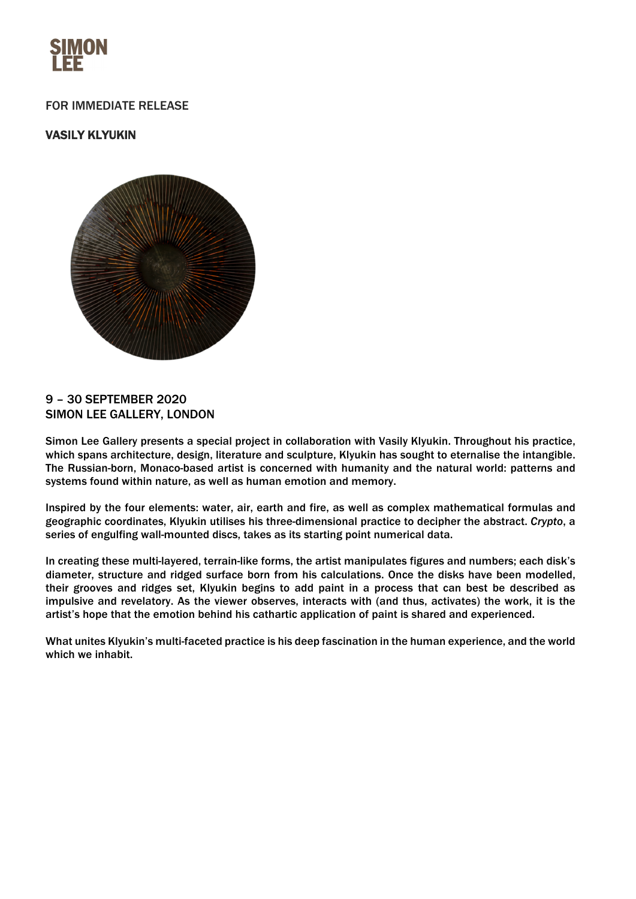SIMON LEE

FOR IMMEDIATE RELEASE

**VASILY KLYUKIN**

9 – 30 SEPTEMBER 2020
SIMON LEE GALLERY, LONDON

Simon Lee Gallery presents a special project in collaboration with Vasily Klyukin. Throughout his practice, which spans architecture, design, literature and sculpture, Klyukin has sought to eternalise the intangible. The Russian-born, Monaco-based artist is concerned with humanity and the natural world: patterns and systems found within nature, as well as human emotion and memory.

Inspired by the four elements: water, air, earth and fire, as well as complex mathematical formulas and geographic coordinates, Klyukin utilises his three-dimensional practice to decipher the abstract. *Crypto*, a series of engulfing wall-mounted discs, takes as its starting point numerical data.

In creating these multi-layered, terrain-like forms, the artist manipulates figures and numbers; each disk's diameter, structure and ridged surface born from his calculations. Once the disks have been modelled, their grooves and ridges set, Klyukin begins to add paint in a process that can best be described as impulsive and revelatory. As the viewer observes, interacts with (and thus, activates) the work, it is the artist's hope that the emotion behind his cathartic application of paint is shared and experienced.

What unites Klyukin's multi-faceted practice is his deep fascination in the human experience, and the world which we inhabit.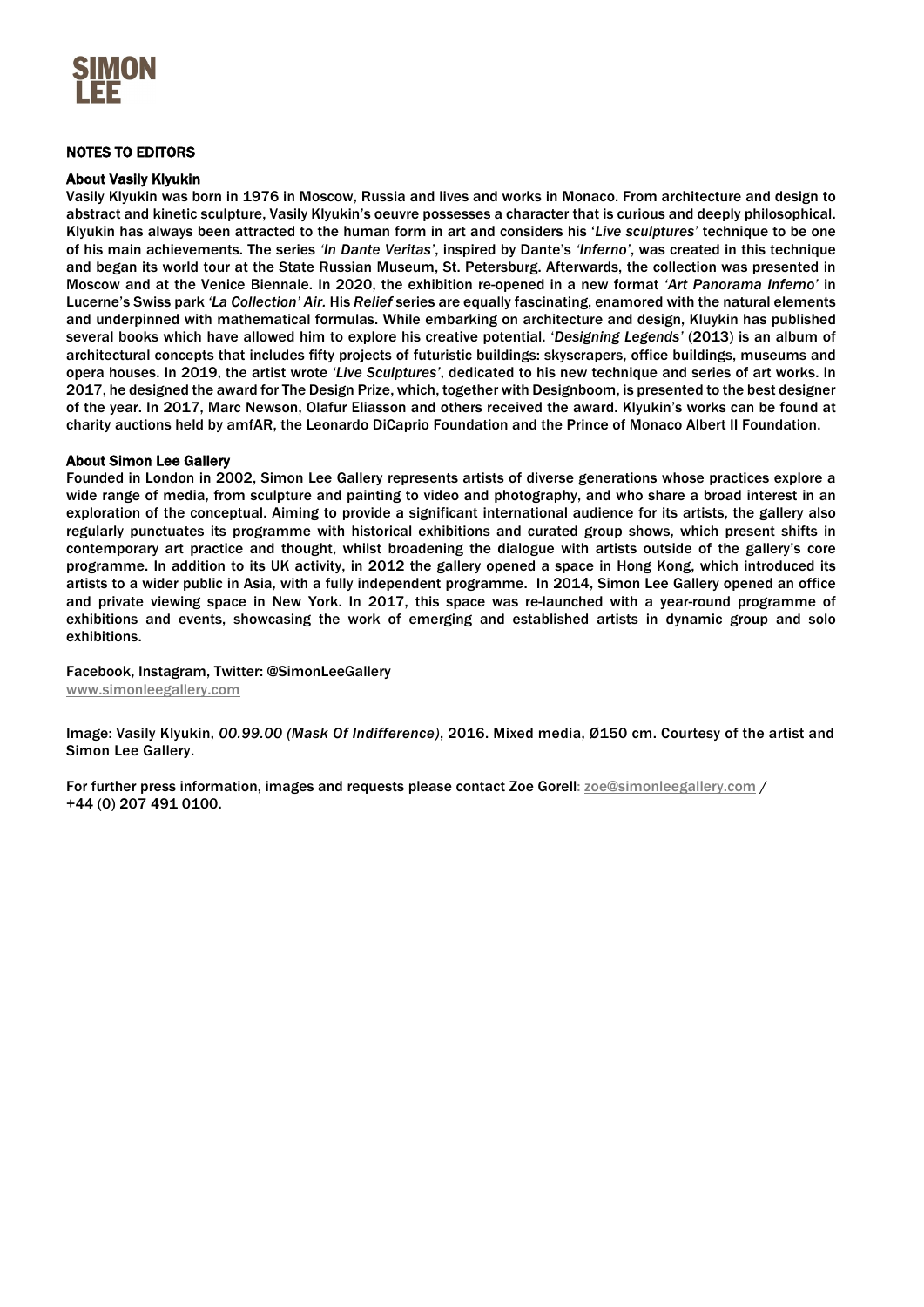SIMON LEE

**NOTES TO EDITORS**

**About Vasily Klyukin**

Vasily Klyukin was born in 1976 in Moscow, Russia and lives and works in Monaco. From architecture and design to abstract and kinetic sculpture, Vasily Klyukin's oeuvre possesses a character that is curious and deeply philosophical. Klyukin has always been attracted to the human form in art and considers his '*Live sculptures*' technique to be one of his main achievements. The series *'In Dante Veritas'*, inspired by Dante's *'Inferno'*, was created in this technique and began its world tour at the State Russian Museum, St. Petersburg. Afterwards, the collection was presented in Moscow and at the Venice Biennale. In 2020, the exhibition re-opened in a new format *'Art Panorama Inferno'* in Lucerne's Swiss park *'La Collection' Air*. His *Relief* series are equally fascinating, enamored with the natural elements and underpinned with mathematical formulas. While embarking on architecture and design, Kluykin has published several books which have allowed him to explore his creative potential. '*Designing Legends*' (2013) is an album of architectural concepts that includes fifty projects of futuristic buildings: skyscrapers, office buildings, museums and opera houses. In 2019, the artist wrote *'Live Sculptures'*, dedicated to his new technique and series of art works. In 2017, he designed the award for The Design Prize, which, together with Designboom, is presented to the best designer of the year. In 2017, Marc Newson, Olafur Eliasson and others received the award. Klyukin's works can be found at charity auctions held by amfAR, the Leonardo DiCaprio Foundation and the Prince of Monaco Albert II Foundation.

**About Simon Lee Gallery**

Founded in London in 2002, Simon Lee Gallery represents artists of diverse generations whose practices explore a wide range of media, from sculpture and painting to video and photography, and who share a broad interest in an exploration of the conceptual. Aiming to provide a significant international audience for its artists, the gallery also regularly punctuates its programme with historical exhibitions and curated group shows, which present shifts in contemporary art practice and thought, whilst broadening the dialogue with artists outside of the gallery's core programme. In addition to its UK activity, in 2012 the gallery opened a space in Hong Kong, which introduced its artists to a wider public in Asia, with a fully independent programme. In 2014, Simon Lee Gallery opened an office and private viewing space in New York. In 2017, this space was re-launched with a year-round programme of exhibitions and events, showcasing the work of emerging and established artists in dynamic group and solo exhibitions.

Facebook, Instagram, Twitter: @SimonLeeGallery
www.simonleegallery.com

Image: Vasily Klyukin, *00.99.00 (Mask Of Indifference)*, 2016. Mixed media, Ø150 cm. Courtesy of the artist and Simon Lee Gallery.

For further press information, images and requests please contact Zoe Gorell: zoe@simonleegallery.com / +44 (0) 207 491 0100.